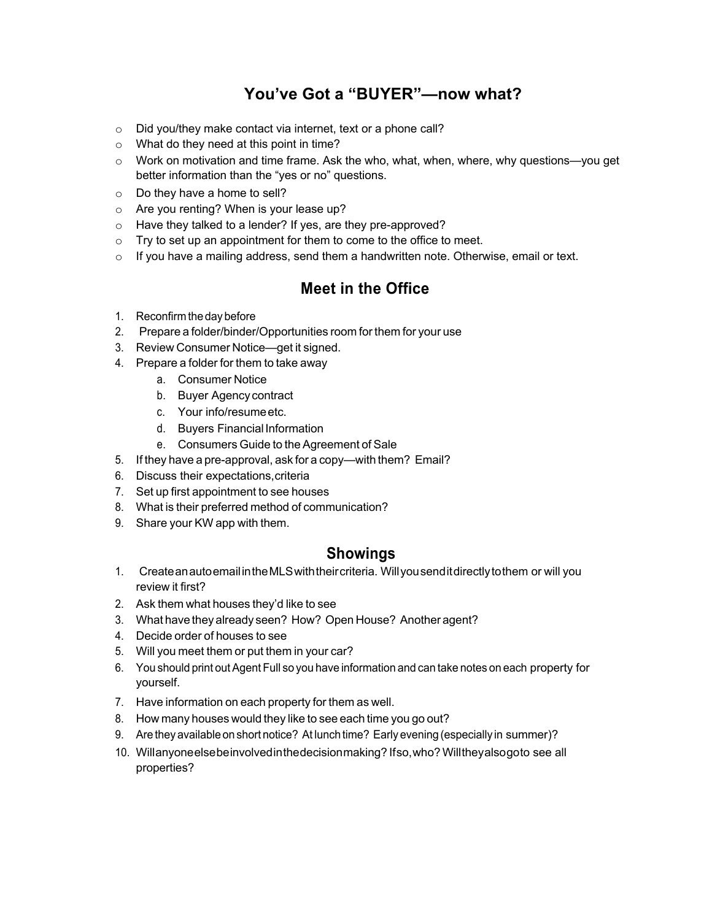# You've Got a "BUYER"—now what?

- Did you/they make contact via internet, text or a phone call?
- What do they need at this point in time?
- Work on motivation and time frame. Ask the who, what, when, where, why questions—you get better information than the "yes or no" questions.
- Do they have a home to sell?
- Are you renting? When is your lease up?
- Have they talked to a lender? If yes, are they pre-approved?
- Try to set up an appointment for them to come to the office to meet.
- If you have a mailing address, send them a handwritten note. Otherwise, email or text.

## Meet in the Office

1. Reconfirm the day before
2. Prepare a folder/binder/Opportunities room for them for your use
3. Review Consumer Notice—get it signed.
4. Prepare a folder for them to take away
   a. Consumer Notice
   b. Buyer Agency contract
   c. Your info/resume etc.
   d. Buyers Financial Information
   e. Consumers Guide to the Agreement of Sale
5. If they have a pre-approval, ask for a copy—with them? Email?
6. Discuss their expectations, criteria
7. Set up first appointment to see houses
8. What is their preferred method of communication?
9. Share your KW app with them.

## Showings

1. Create an auto email in the MLS with their criteria. Will you send it directly to them or will you review it first?
2. Ask them what houses they'd like to see
3. What have they already seen? How? Open House? Another agent?
4. Decide order of houses to see
5. Will you meet them or put them in your car?
6. You should print out Agent Full so you have information and can take notes on each property for yourself.
7. Have information on each property for them as well.
8. How many houses would they like to see each time you go out?
9. Are they available on short notice? At lunch time? Early evening (especially in summer)?
10. Will anyone else be involved in the decision making? If so, who? Will they also go to see all properties?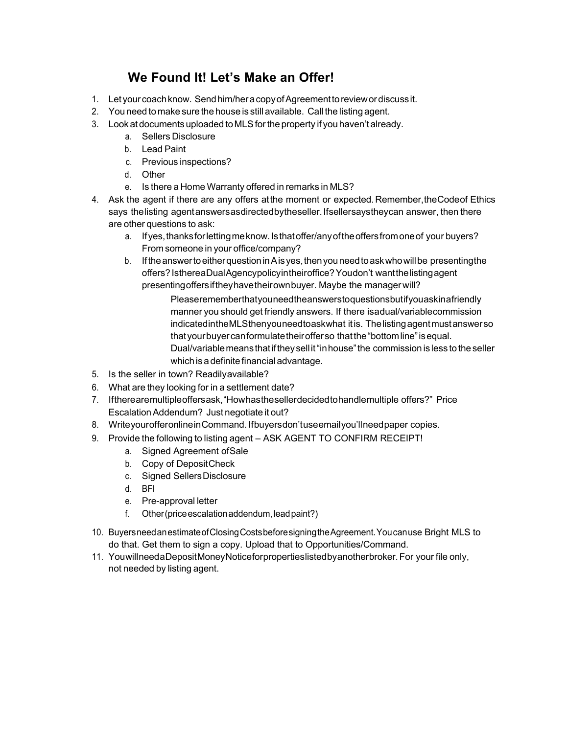## We Found It! Let's Make an Offer!

1. Let your coach know. Send him/her a copy of Agreement to review or discuss it.
2. You need to make sure the house is still available. Call the listing agent.
3. Look at documents uploaded to MLS for the property if you haven't already.
    a. Sellers Disclosure
    b. Lead Paint
    c. Previous inspections?
    d. Other
    e. Is there a Home Warranty offered in remarks in MLS?
4. Ask the agent if there are any offers at the moment or expected. Remember, the Code of Ethics says the listing agent answers as directed by the seller. If seller says they can answer, then there are other questions to ask:
    a. If yes, thanks for letting me know. Is that offer/any of the offers from one of your buyers? From someone in your office/company?
    b. If the answer to either question in A is yes, then you need to ask who will be presenting the offers? Is there a Dual Agency policy in their office? You don't want the listing agent presenting offers if they have their own buyer. Maybe the manager will?

        Please remember that you need the answers to questions but if you ask in a friendly manner you should get friendly answers. If there is a dual/variable commission indicated in the MLS then you need to ask what it is. The listing agent must answer so that your buyer can formulate their offer so that the "bottom line" is equal. Dual/variable means that if they sell it "in house" the commission is less to the seller which is a definite financial advantage.
5. Is the seller in town? Readily available?
6. What are they looking for in a settlement date?
7. If there are multiple offers ask, "How has the seller decided to handle multiple offers?" Price Escalation Addendum? Just negotiate it out?
8. Write your offer online in Command. If buyers don't use email you'll need paper copies.
9. Provide the following to listing agent – ASK AGENT TO CONFIRM RECEIPT!
    a. Signed Agreement of Sale
    b. Copy of Deposit Check
    c. Signed Sellers Disclosure
    d. BFI
    e. Pre-approval letter
    f. Other (price escalation addendum, lead paint?)
10. Buyers need an estimate of Closing Costs before signing the Agreement. You can use Bright MLS to do that. Get them to sign a copy. Upload that to Opportunities/Command.
11. You will need a Deposit Money Notice for properties listed by another broker. For your file only, not needed by listing agent.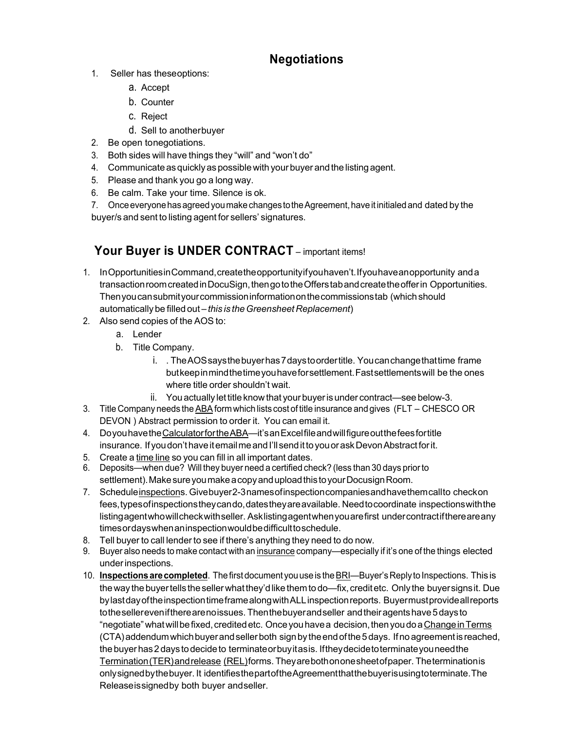## Negotiations

1. Seller has these options:
    a. Accept
    b. Counter
    c. Reject
    d. Sell to another buyer
2. Be open to negotiations.
3. Both sides will have things they "will" and "won't do"
4. Communicate as quickly as possible with your buyer and the listing agent.
5. Please and thank you go a long way.
6. Be calm. Take your time. Silence is ok.
7. Once everyone has agreed you make changes to the Agreement, have it initialed and dated by the buyer/s and sent to listing agent for sellers' signatures.

## Your Buyer is UNDER CONTRACT – important items!

1. In Opportunities in Command, create the opportunity if you haven't. If you have an opportunity and a transaction room created in DocuSign, then go to the Offers tab and create the offer in Opportunities. Then you can submit your commission information on the commissions tab (which should automatically be filled out – *this is the Greensheet Replacement*)
2. Also send copies of the AOS to:
    a. Lender
    b. Title Company.
        i. . The AOS says the buyer has 7 days to order title. You can change that time frame but keep in mind the time you have for settlement. Fast settlements will be the ones where title order shouldn't wait.
        ii. You actually let title know that your buyer is under contract—see below-3.
3. Title Company needs the ABA form which lists cost of title insurance and gives (FLT – CHESCO OR DEVON ) Abstract permission to order it. You can email it.
4. Do you have the Calculator for the ABA—it's an Excel file and will figure out the fees for title insurance. If you don't have it email me and I'll send it to you or ask Devon Abstract for it.
5. Create a time line so you can fill in all important dates.
6. Deposits—when due? Will they buyer need a certified check? (less than 30 days prior to settlement). Make sure you make a copy and upload this to your Docusign Room.
7. Schedule inspections. Give buyer 2-3 names of inspection companies and have them call to check on fees, types of inspections they can do, dates they are available. Need to coordinate inspections with the listing agent who will check with seller. Ask listing agent when you are first under contract if there are any times or days when an inspection would be difficult to schedule.
8. Tell buyer to call lender to see if there's anything they need to do now.
9. Buyer also needs to make contact with an insurance company—especially if it's one of the things elected under inspections.
10. **Inspections are completed**. The first document you use is the BRI—Buyer's Reply to Inspections. This is the way the buyer tells the seller what they'd like them to do—fix, credit etc. Only the buyer signs it. Due by last day of the inspection time frame along with ALL inspection reports. Buyer must provide all reports to the seller even if there are no issues. Then the buyer and seller and their agents have 5 days to "negotiate" what will be fixed, credited etc. Once you have a decision, then you do a Change in Terms (CTA) addendum which buyer and seller both sign by the end of the 5 days. If no agreement is reached, the buyer has 2 days to decide to terminate or buy it as is. If they decide to terminate you need the Termination (TER) and release (REL) forms. They are both on one sheet of paper. The termination is only signed by the buyer. It identifies the part of the Agreement that the buyer is using to terminate. The Release is signed by both buyer and seller.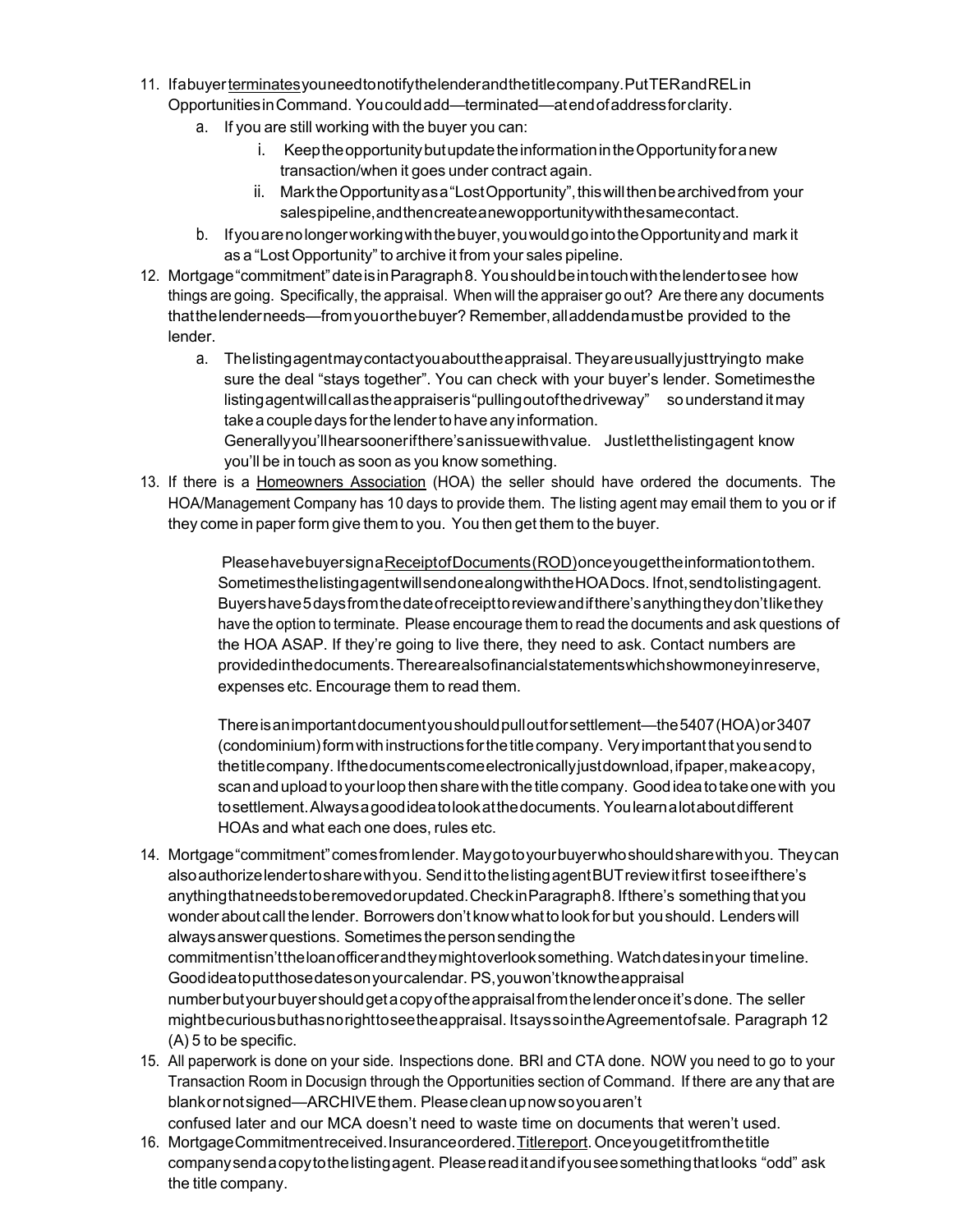11. If a buyer terminates you need to notify the lender and the title company. Put TER and REL in Opportunities in Command. You could add—terminated—at end of address for clarity.
    a. If you are still working with the buyer you can:
        i. Keep the opportunity but update the information in the Opportunity for a new transaction/when it goes under contract again.
        ii. Mark the Opportunity as a "Lost Opportunity", this will then be archived from your sales pipeline, and then create a new opportunity with the same contact.
    b. If you are no longer working with the buyer, you would go into the Opportunity and mark it as a "Lost Opportunity" to archive it from your sales pipeline.
12. Mortgage "commitment" date is in Paragraph 8. You should be in touch with the lender to see how things are going. Specifically, the appraisal. When will the appraiser go out? Are there any documents that the lender needs—from you or the buyer? Remember, all addenda must be provided to the lender.
    a. The listing agent may contact you about the appraisal. They are usually just trying to make sure the deal "stays together". You can check with your buyer's lender. Sometimes the listing agent will call as the appraiser is "pulling out of the driveway" so understand it may take a couple days for the lender to have any information. Generally you'll hear sooner if there's an issue with value. Just let the listing agent know you'll be in touch as soon as you know something.
13. If there is a Homeowners Association (HOA) the seller should have ordered the documents. The HOA/Management Company has 10 days to provide them. The listing agent may email them to you or if they come in paper form give them to you. You then get them to the buyer.

    Please have buyer sign a Receipt of Documents (ROD) once you get the information to them. Sometimes the listing agent will send one along with the HOA Docs. If not, send to listing agent. Buyers have 5 days from the date of receipt to review and if there's anything they don't like they have the option to terminate. Please encourage them to read the documents and ask questions of the HOA ASAP. If they're going to live there, they need to ask. Contact numbers are provided in the documents. There are also financial statements which show money in reserve, expenses etc. Encourage them to read them.

    There is an important document you should pull out for settlement—the 5407 (HOA) or 3407 (condominium) form with instructions for the title company. Very important that you send to the title company. If the documents come electronically just download, if paper, make a copy, scan and upload to your loop then share with the title company. Good idea to take one with you to settlement. Always a good idea to look at the documents. You learn a lot about different HOAs and what each one does, rules etc.
14. Mortgage "commitment" comes from lender. May go to your buyer who should share with you. They can also authorize lender to share with you. Send it to the listing agent BUT review it first to see if there's anything that needs to be removed or updated. Check in Paragraph 8. If there's something that you wonder about call the lender. Borrowers don't know what to look for but you should. Lenders will always answer questions. Sometimes the person sending the commitment isn't the loan officer and they might overlook something. Watch dates in your timeline. Good idea to put those dates on your calendar. PS, you won't know the appraisal number but your buyer should get a copy of the appraisal from the lender once it's done. The seller might be curious but has no right to see the appraisal. It says so in the Agreement of sale. Paragraph 12 (A) 5 to be specific.
15. All paperwork is done on your side. Inspections done. BRI and CTA done. NOW you need to go to your Transaction Room in Docusign through the Opportunities section of Command. If there are any that are blank or not signed—ARCHIVE them. Please clean up now so you aren't confused later and our MCA doesn't need to waste time on documents that weren't used.
16. Mortgage Commitment received. Insurance ordered. Title report. Once you get it from the title company send a copy to the listing agent. Please read it and if you see something that looks "odd" ask the title company.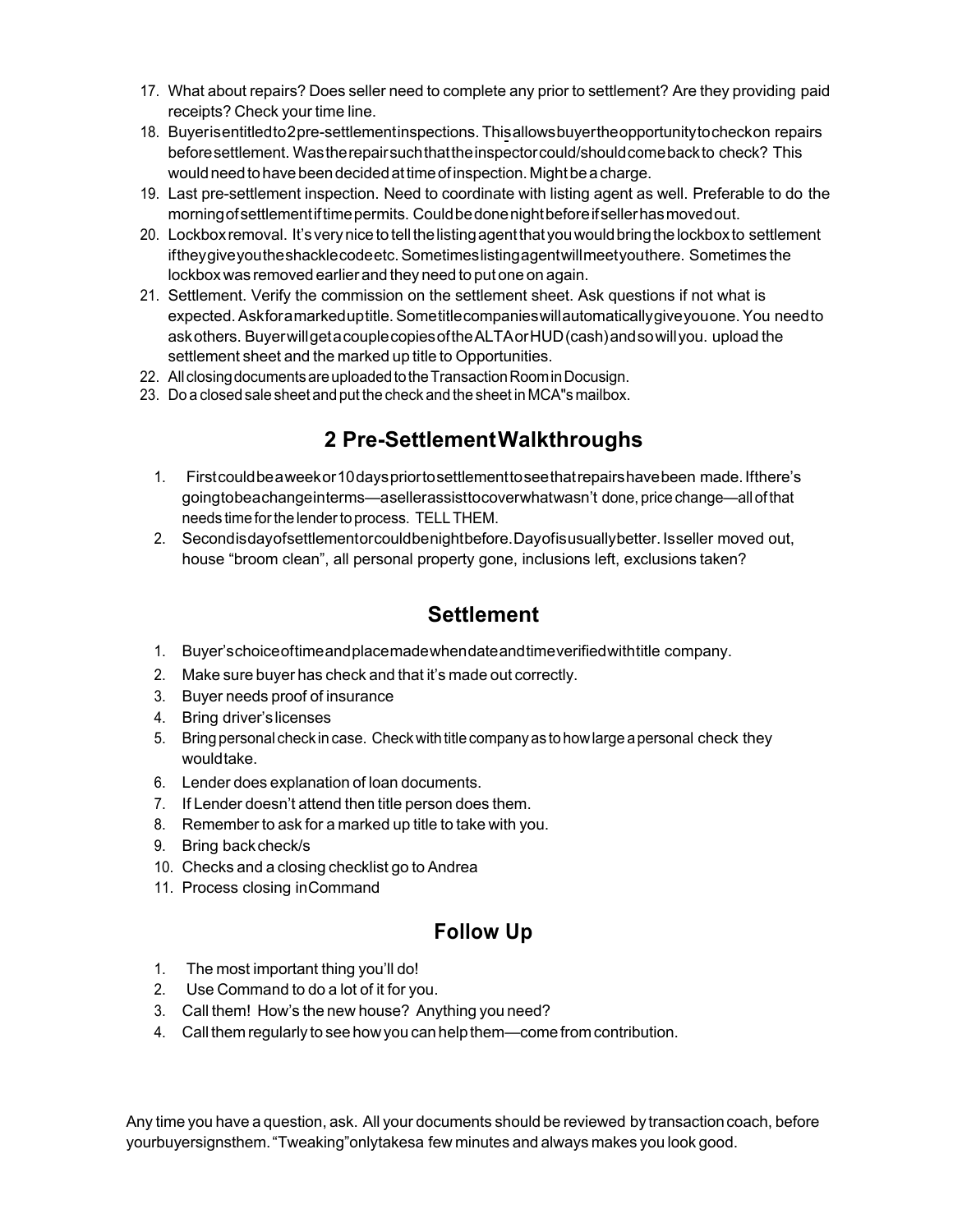17. What about repairs? Does seller need to complete any prior to settlement? Are they providing paid receipts? Check your time line.
18. Buyer is entitled to 2 pre-settlement inspections. This allows buyer the opportunity to check on repairs before settlement. Was the repair such that the inspector could/should come back to check? This would need to have been decided at time of inspection. Might be a charge.
19. Last pre-settlement inspection. Need to coordinate with listing agent as well. Preferable to do the morning of settlement if time permits. Could be done night before if seller has moved out.
20. Lockbox removal. It's very nice to tell the listing agent that you would bring the lockbox to settlement if they give you the shackle code etc. Sometimes listing agent will meet you there. Sometimes the lockbox was removed earlier and they need to put one on again.
21. Settlement. Verify the commission on the settlement sheet. Ask questions if not what is expected. Ask for a marked up title. Some title companies will automatically give you one. You need to ask others. Buyer will get a couple copies of the ALTA or HUD (cash) and so will you. upload the settlement sheet and the marked up title to Opportunities.
22. All closing documents are uploaded to the Transaction Room in Docusign.
23. Do a closed sale sheet and put the check and the sheet in MCA"s mailbox.

## 2 Pre-Settlement Walkthroughs

1. First could be a week or 10 days prior to settlement to see that repairs have been made. If there's going to be a change in terms—a seller assist to cover what wasn't done, price change—all of that needs time for the lender to process. TELL THEM.
2. Second is day of settlement or could be night before. Day of is usually better. Is seller moved out, house "broom clean", all personal property gone, inclusions left, exclusions taken?

## Settlement

1. Buyer's choice of time and place made when date and time verified with title company.
2. Make sure buyer has check and that it's made out correctly.
3. Buyer needs proof of insurance
4. Bring driver's licenses
5. Bring personal check in case. Check with title company as to how large a personal check they would take.
6. Lender does explanation of loan documents.
7. If Lender doesn't attend then title person does them.
8. Remember to ask for a marked up title to take with you.
9. Bring back check/s
10. Checks and a closing checklist go to Andrea
11. Process closing in Command

## Follow Up

1. The most important thing you'll do!
2. Use Command to do a lot of it for you.
3. Call them! How's the new house? Anything you need?
4. Call them regularly to see how you can help them—come from contribution.

Any time you have a question, ask. All your documents should be reviewed by transaction coach, before your buyer signs them. "Tweaking" only takes a few minutes and always makes you look good.